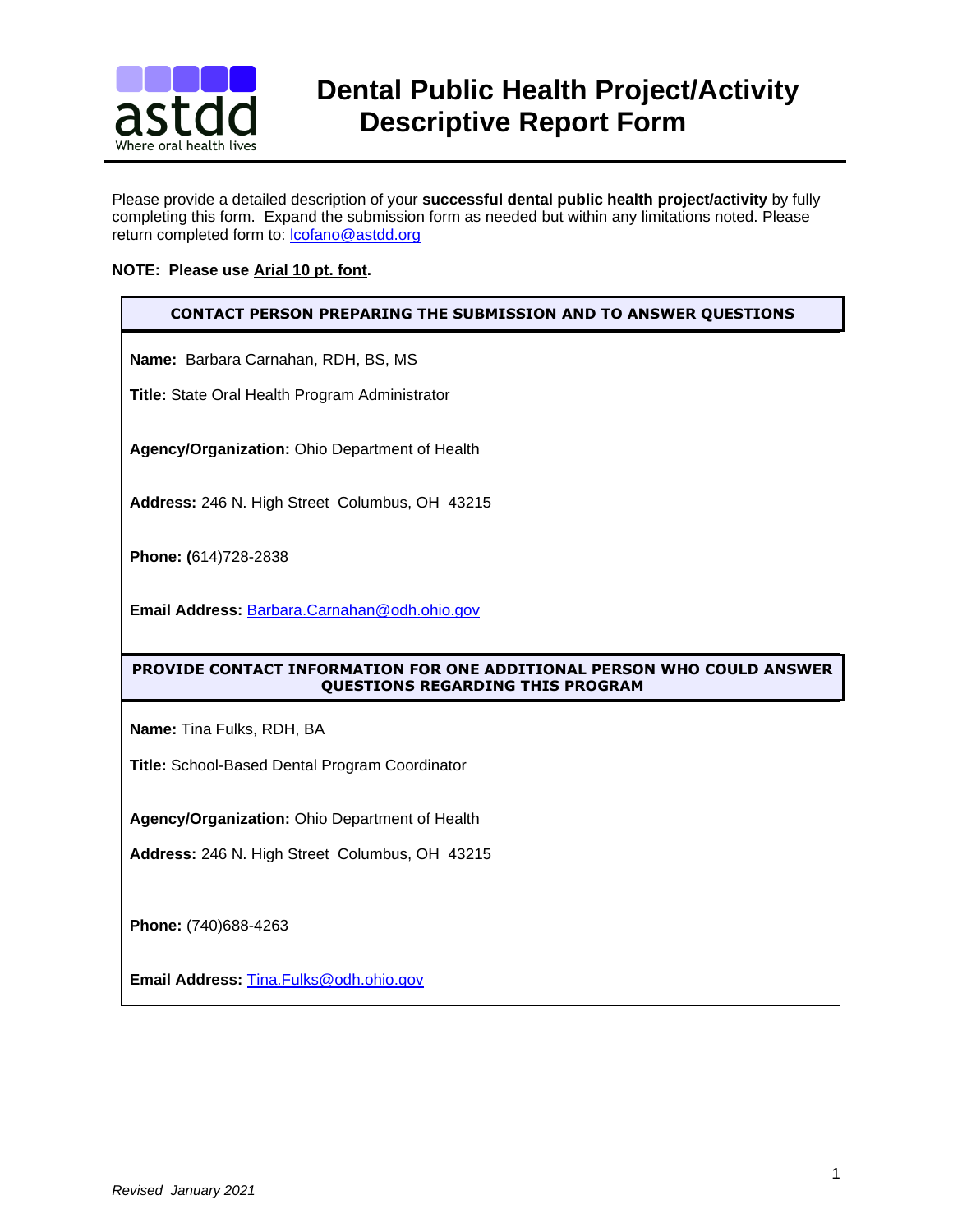astdd
Where oral health lives

# Dental Public Health Project/Activity Descriptive Report Form

Please provide a detailed description of your **successful dental public health project/activity** by fully completing this form. Expand the submission form as needed but within any limitations noted. Please return completed form to: lcofano@astdd.org

**NOTE: Please use Arial 10 pt. font.**

## CONTACT PERSON PREPARING THE SUBMISSION AND TO ANSWER QUESTIONS

**Name:** Barbara Carnahan, RDH, BS, MS

**Title:** State Oral Health Program Administrator

**Agency/Organization:** Ohio Department of Health

**Address:** 246 N. High Street Columbus, OH 43215

**Phone:** (614)728-2838

**Email Address:** Barbara.Carnahan@odh.ohio.gov

## PROVIDE CONTACT INFORMATION FOR ONE ADDITIONAL PERSON WHO COULD ANSWER QUESTIONS REGARDING THIS PROGRAM

**Name:** Tina Fulks, RDH, BA

**Title:** School-Based Dental Program Coordinator

**Agency/Organization:** Ohio Department of Health

**Address:** 246 N. High Street Columbus, OH 43215

**Phone:** (740)688-4263

**Email Address:** Tina.Fulks@odh.ohio.gov

*Revised January 2021*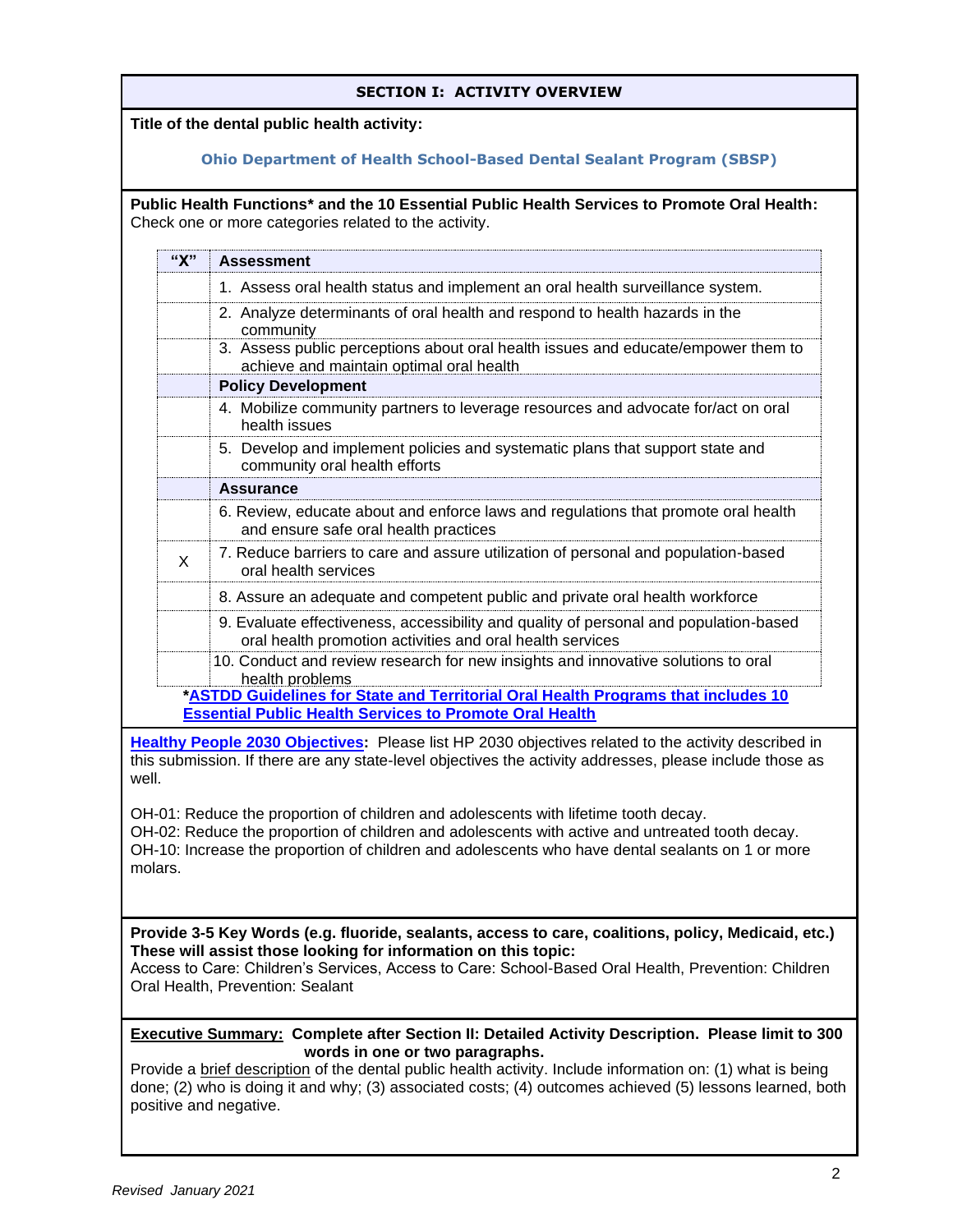## SECTION I: ACTIVITY OVERVIEW

**Title of the dental public health activity:**

**Ohio Department of Health School-Based Dental Sealant Program (SBSP)**

**Public Health Functions* and the 10 Essential Public Health Services to Promote Oral Health:** Check one or more categories related to the activity.

| "X" | Assessment |
|---|---|
| | 1. Assess oral health status and implement an oral health surveillance system. |
| | 2. Analyze determinants of oral health and respond to health hazards in the community |
| | 3. Assess public perceptions about oral health issues and educate/empower them to achieve and maintain optimal oral health |
| | **Policy Development** |
| | 4. Mobilize community partners to leverage resources and advocate for/act on oral health issues |
| | 5. Develop and implement policies and systematic plans that support state and community oral health efforts |
| | **Assurance** |
| | 6. Review, educate about and enforce laws and regulations that promote oral health and ensure safe oral health practices |
| X | 7. Reduce barriers to care and assure utilization of personal and population-based oral health services |
| | 8. Assure an adequate and competent public and private oral health workforce |
| | 9. Evaluate effectiveness, accessibility and quality of personal and population-based oral health promotion activities and oral health services |
| | 10. Conduct and review research for new insights and innovative solutions to oral health problems |

***ASTDD Guidelines for State and Territorial Oral Health Programs that includes 10 Essential Public Health Services to Promote Oral Health**

**Healthy People 2030 Objectives:** Please list HP 2030 objectives related to the activity described in this submission. If there are any state-level objectives the activity addresses, please include those as well.

OH-01: Reduce the proportion of children and adolescents with lifetime tooth decay.
OH-02: Reduce the proportion of children and adolescents with active and untreated tooth decay.
OH-10: Increase the proportion of children and adolescents who have dental sealants on 1 or more molars.

**Provide 3-5 Key Words (e.g. fluoride, sealants, access to care, coalitions, policy, Medicaid, etc.) These will assist those looking for information on this topic:**
Access to Care: Children's Services, Access to Care: School-Based Oral Health, Prevention: Children Oral Health, Prevention: Sealant

**Executive Summary: Complete after Section II: Detailed Activity Description. Please limit to 300 words in one or two paragraphs.**
Provide a brief description of the dental public health activity. Include information on: (1) what is being done; (2) who is doing it and why; (3) associated costs; (4) outcomes achieved (5) lessons learned, both positive and negative.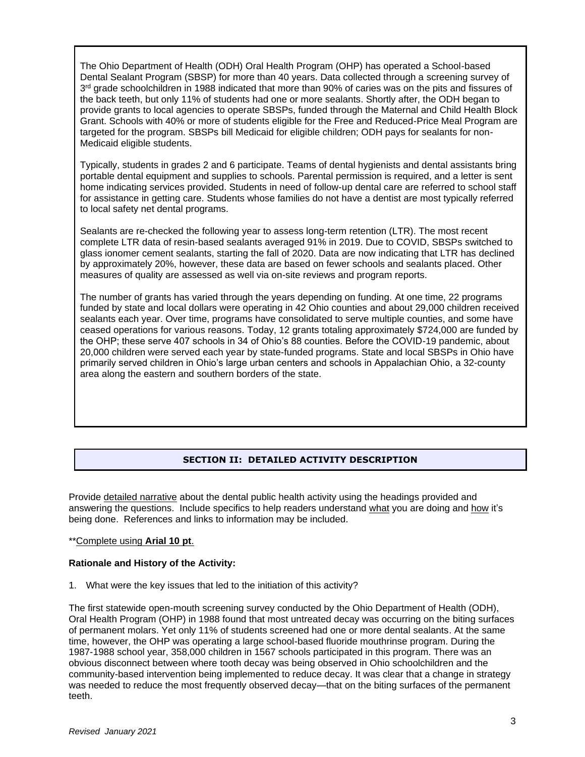The Ohio Department of Health (ODH) Oral Health Program (OHP) has operated a School-based Dental Sealant Program (SBSP) for more than 40 years. Data collected through a screening survey of 3rd grade schoolchildren in 1988 indicated that more than 90% of caries was on the pits and fissures of the back teeth, but only 11% of students had one or more sealants. Shortly after, the ODH began to provide grants to local agencies to operate SBSPs, funded through the Maternal and Child Health Block Grant. Schools with 40% or more of students eligible for the Free and Reduced-Price Meal Program are targeted for the program. SBSPs bill Medicaid for eligible children; ODH pays for sealants for non-Medicaid eligible students.

Typically, students in grades 2 and 6 participate. Teams of dental hygienists and dental assistants bring portable dental equipment and supplies to schools. Parental permission is required, and a letter is sent home indicating services provided. Students in need of follow-up dental care are referred to school staff for assistance in getting care. Students whose families do not have a dentist are most typically referred to local safety net dental programs.

Sealants are re-checked the following year to assess long-term retention (LTR). The most recent complete LTR data of resin-based sealants averaged 91% in 2019. Due to COVID, SBSPs switched to glass ionomer cement sealants, starting the fall of 2020. Data are now indicating that LTR has declined by approximately 20%, however, these data are based on fewer schools and sealants placed. Other measures of quality are assessed as well via on-site reviews and program reports.

The number of grants has varied through the years depending on funding. At one time, 22 programs funded by state and local dollars were operating in 42 Ohio counties and about 29,000 children received sealants each year. Over time, programs have consolidated to serve multiple counties, and some have ceased operations for various reasons. Today, 12 grants totaling approximately $724,000 are funded by the OHP; these serve 407 schools in 34 of Ohio's 88 counties. Before the COVID-19 pandemic, about 20,000 children were served each year by state-funded programs. State and local SBSPs in Ohio have primarily served children in Ohio's large urban centers and schools in Appalachian Ohio, a 32-county area along the eastern and southern borders of the state.

## SECTION II: DETAILED ACTIVITY DESCRIPTION

Provide detailed narrative about the dental public health activity using the headings provided and answering the questions. Include specifics to help readers understand what you are doing and how it's being done. References and links to information may be included.

**Complete using **Arial 10 pt**.

**Rationale and History of the Activity:**

1. What were the key issues that led to the initiation of this activity?

The first statewide open-mouth screening survey conducted by the Ohio Department of Health (ODH), Oral Health Program (OHP) in 1988 found that most untreated decay was occurring on the biting surfaces of permanent molars. Yet only 11% of students screened had one or more dental sealants. At the same time, however, the OHP was operating a large school-based fluoride mouthrinse program. During the 1987-1988 school year, 358,000 children in 1567 schools participated in this program. There was an obvious disconnect between where tooth decay was being observed in Ohio schoolchildren and the community-based intervention being implemented to reduce decay. It was clear that a change in strategy was needed to reduce the most frequently observed decay—that on the biting surfaces of the permanent teeth.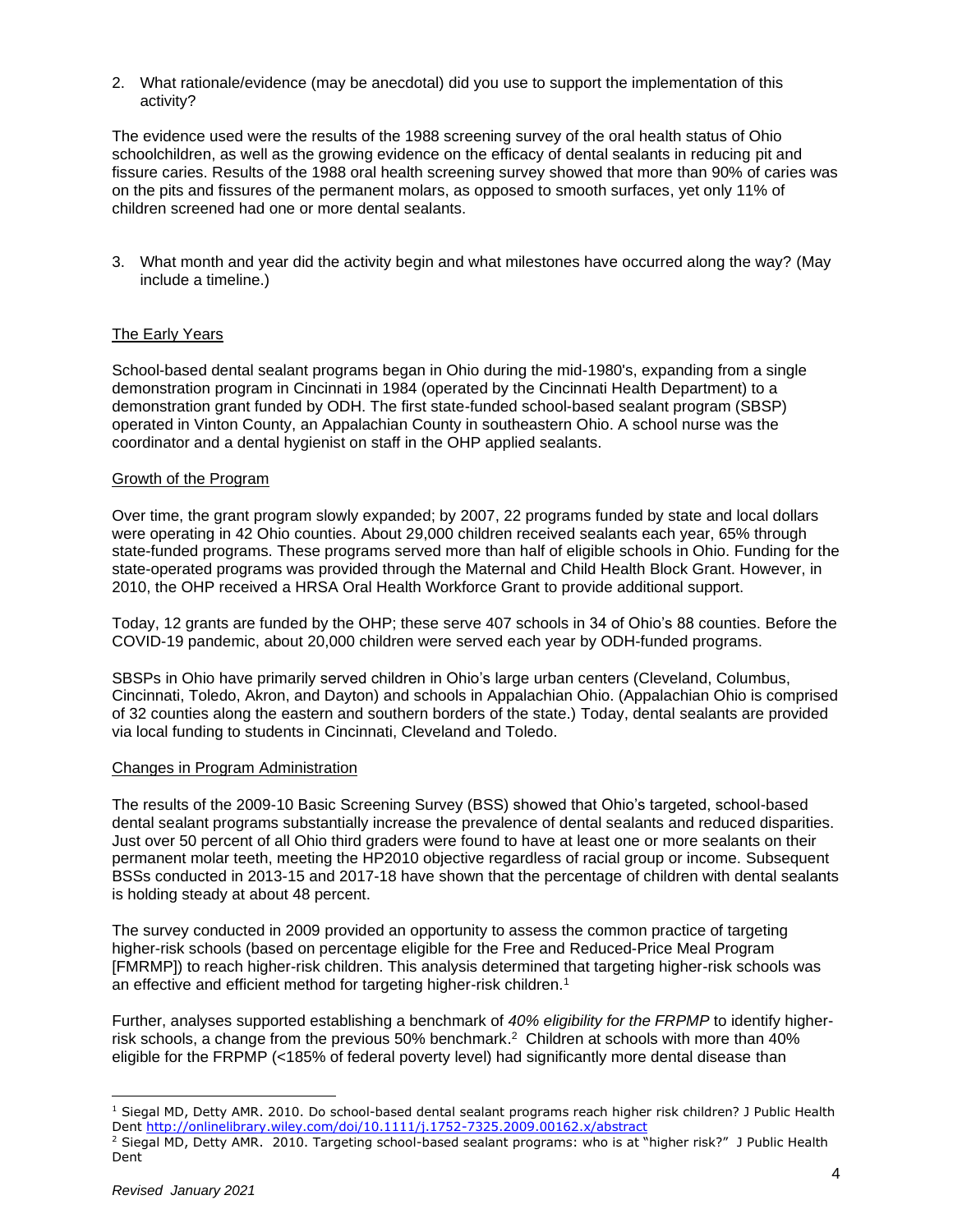2. What rationale/evidence (may be anecdotal) did you use to support the implementation of this activity?

The evidence used were the results of the 1988 screening survey of the oral health status of Ohio schoolchildren, as well as the growing evidence on the efficacy of dental sealants in reducing pit and fissure caries. Results of the 1988 oral health screening survey showed that more than 90% of caries was on the pits and fissures of the permanent molars, as opposed to smooth surfaces, yet only 11% of children screened had one or more dental sealants.

3. What month and year did the activity begin and what milestones have occurred along the way? (May include a timeline.)

<u>The Early Years</u>

School-based dental sealant programs began in Ohio during the mid-1980's, expanding from a single demonstration program in Cincinnati in 1984 (operated by the Cincinnati Health Department) to a demonstration grant funded by ODH. The first state-funded school-based sealant program (SBSP) operated in Vinton County, an Appalachian County in southeastern Ohio. A school nurse was the coordinator and a dental hygienist on staff in the OHP applied sealants.

<u>Growth of the Program</u>

Over time, the grant program slowly expanded; by 2007, 22 programs funded by state and local dollars were operating in 42 Ohio counties. About 29,000 children received sealants each year, 65% through state-funded programs. These programs served more than half of eligible schools in Ohio. Funding for the state-operated programs was provided through the Maternal and Child Health Block Grant. However, in 2010, the OHP received a HRSA Oral Health Workforce Grant to provide additional support.

Today, 12 grants are funded by the OHP; these serve 407 schools in 34 of Ohio's 88 counties. Before the COVID-19 pandemic, about 20,000 children were served each year by ODH-funded programs.

SBSPs in Ohio have primarily served children in Ohio's large urban centers (Cleveland, Columbus, Cincinnati, Toledo, Akron, and Dayton) and schools in Appalachian Ohio. (Appalachian Ohio is comprised of 32 counties along the eastern and southern borders of the state.) Today, dental sealants are provided via local funding to students in Cincinnati, Cleveland and Toledo.

<u>Changes in Program Administration</u>

The results of the 2009-10 Basic Screening Survey (BSS) showed that Ohio's targeted, school-based dental sealant programs substantially increase the prevalence of dental sealants and reduced disparities. Just over 50 percent of all Ohio third graders were found to have at least one or more sealants on their permanent molar teeth, meeting the HP2010 objective regardless of racial group or income. Subsequent BSSs conducted in 2013-15 and 2017-18 have shown that the percentage of children with dental sealants is holding steady at about 48 percent.

The survey conducted in 2009 provided an opportunity to assess the common practice of targeting higher-risk schools (based on percentage eligible for the Free and Reduced-Price Meal Program [FMRMP]) to reach higher-risk children. This analysis determined that targeting higher-risk schools was an effective and efficient method for targeting higher-risk children.[1]

Further, analyses supported establishing a benchmark of *40% eligibility for the FRPMP* to identify higher-risk schools, a change from the previous 50% benchmark.[2] Children at schools with more than 40% eligible for the FRPMP (<185% of federal poverty level) had significantly more dental disease than

---

[1] Siegal MD, Detty AMR. 2010. Do school-based dental sealant programs reach higher risk children? J Public Health Dent http://onlinelibrary.wiley.com/doi/10.1111/j.1752-7325.2009.00162.x/abstract

[2] Siegal MD, Detty AMR. 2010. Targeting school-based sealant programs: who is at "higher risk?" J Public Health Dent

*Revised January 2021*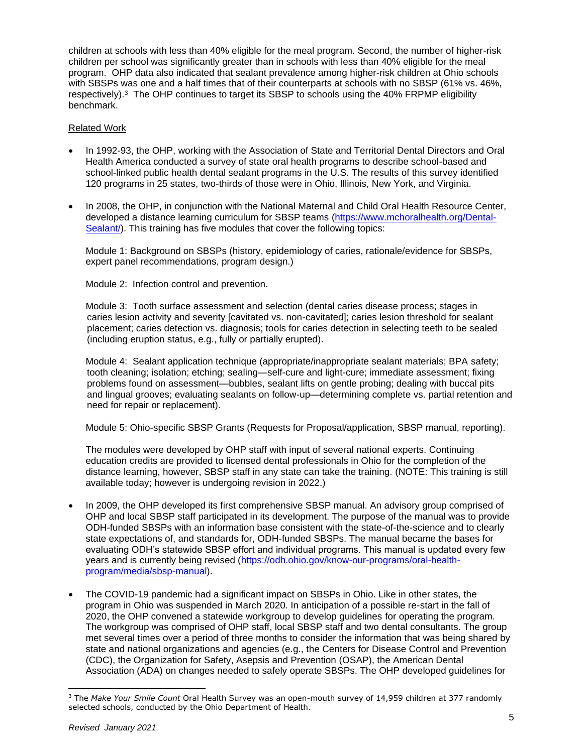children at schools with less than 40% eligible for the meal program. Second, the number of higher-risk children per school was significantly greater than in schools with less than 40% eligible for the meal program. OHP data also indicated that sealant prevalence among higher-risk children at Ohio schools with SBSPs was one and a half times that of their counterparts at schools with no SBSP (61% vs. 46%, respectively).[3] The OHP continues to target its SBSP to schools using the 40% FRPMP eligibility benchmark.

Related Work

- In 1992-93, the OHP, working with the Association of State and Territorial Dental Directors and Oral Health America conducted a survey of state oral health programs to describe school-based and school-linked public health dental sealant programs in the U.S. The results of this survey identified 120 programs in 25 states, two-thirds of those were in Ohio, Illinois, New York, and Virginia.

- In 2008, the OHP, in conjunction with the National Maternal and Child Oral Health Resource Center, developed a distance learning curriculum for SBSP teams ([https://www.mchoralhealth.org/Dental-Sealant/](https://www.mchoralhealth.org/Dental-Sealant/)). This training has five modules that cover the following topics:

  Module 1: Background on SBSPs (history, epidemiology of caries, rationale/evidence for SBSPs, expert panel recommendations, program design.)

  Module 2: Infection control and prevention.

  Module 3: Tooth surface assessment and selection (dental caries disease process; stages in caries lesion activity and severity [cavitated vs. non-cavitated]; caries lesion threshold for sealant placement; caries detection vs. diagnosis; tools for caries detection in selecting teeth to be sealed (including eruption status, e.g., fully or partially erupted).

  Module 4: Sealant application technique (appropriate/inappropriate sealant materials; BPA safety; tooth cleaning; isolation; etching; sealing—self-cure and light-cure; immediate assessment; fixing problems found on assessment—bubbles, sealant lifts on gentle probing; dealing with buccal pits and lingual grooves; evaluating sealants on follow-up—determining complete vs. partial retention and need for repair or replacement).

  Module 5: Ohio-specific SBSP Grants (Requests for Proposal/application, SBSP manual, reporting).

  The modules were developed by OHP staff with input of several national experts. Continuing education credits are provided to licensed dental professionals in Ohio for the completion of the distance learning, however, SBSP staff in any state can take the training. (NOTE: This training is still available today; however is undergoing revision in 2022.)

- In 2009, the OHP developed its first comprehensive SBSP manual. An advisory group comprised of OHP and local SBSP staff participated in its development. The purpose of the manual was to provide ODH-funded SBSPs with an information base consistent with the state-of-the-science and to clearly state expectations of, and standards for, ODH-funded SBSPs. The manual became the bases for evaluating ODH's statewide SBSP effort and individual programs. This manual is updated every few years and is currently being revised ([https://odh.ohio.gov/know-our-programs/oral-health-program/media/sbsp-manual](https://odh.ohio.gov/know-our-programs/oral-health-program/media/sbsp-manual)).

- The COVID-19 pandemic had a significant impact on SBSPs in Ohio. Like in other states, the program in Ohio was suspended in March 2020. In anticipation of a possible re-start in the fall of 2020, the OHP convened a statewide workgroup to develop guidelines for operating the program. The workgroup was comprised of OHP staff, local SBSP staff and two dental consultants. The group met several times over a period of three months to consider the information that was being shared by state and national organizations and agencies (e.g., the Centers for Disease Control and Prevention (CDC), the Organization for Safety, Asepsis and Prevention (OSAP), the American Dental Association (ADA) on changes needed to safely operate SBSPs. The OHP developed guidelines for

[3] The *Make Your Smile Count* Oral Health Survey was an open-mouth survey of 14,959 children at 377 randomly selected schools, conducted by the Ohio Department of Health.

*Revised January 2021*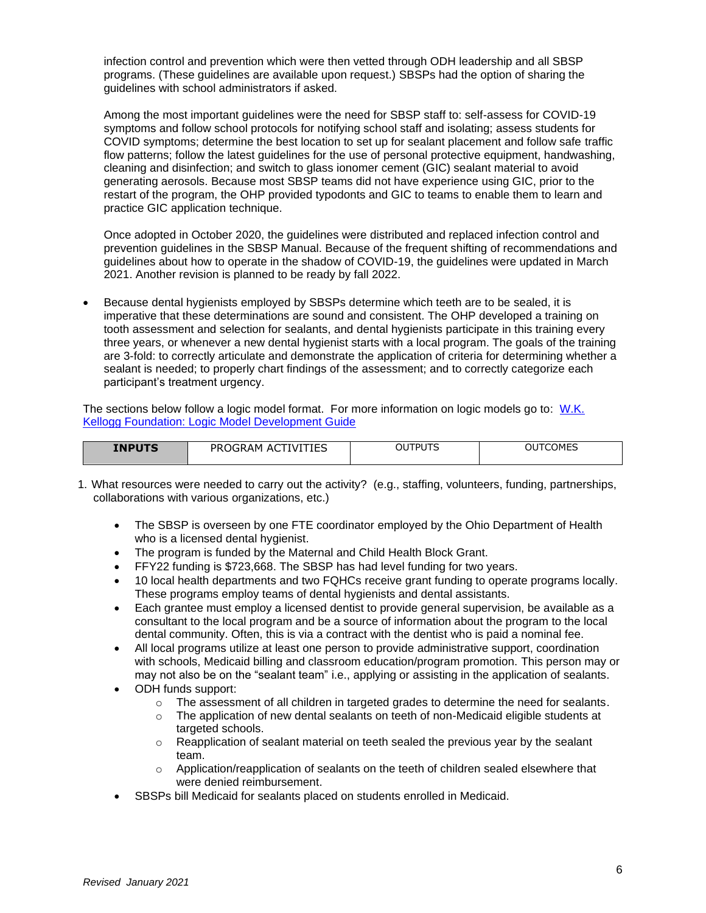infection control and prevention which were then vetted through ODH leadership and all SBSP programs. (These guidelines are available upon request.) SBSPs had the option of sharing the guidelines with school administrators if asked.

Among the most important guidelines were the need for SBSP staff to: self-assess for COVID-19 symptoms and follow school protocols for notifying school staff and isolating; assess students for COVID symptoms; determine the best location to set up for sealant placement and follow safe traffic flow patterns; follow the latest guidelines for the use of personal protective equipment, handwashing, cleaning and disinfection; and switch to glass ionomer cement (GIC) sealant material to avoid generating aerosols. Because most SBSP teams did not have experience using GIC, prior to the restart of the program, the OHP provided typodonts and GIC to teams to enable them to learn and practice GIC application technique.

Once adopted in October 2020, the guidelines were distributed and replaced infection control and prevention guidelines in the SBSP Manual. Because of the frequent shifting of recommendations and guidelines about how to operate in the shadow of COVID-19, the guidelines were updated in March 2021. Another revision is planned to be ready by fall 2022.

- Because dental hygienists employed by SBSPs determine which teeth are to be sealed, it is imperative that these determinations are sound and consistent. The OHP developed a training on tooth assessment and selection for sealants, and dental hygienists participate in this training every three years, or whenever a new dental hygienist starts with a local program. The goals of the training are 3-fold: to correctly articulate and demonstrate the application of criteria for determining whether a sealant is needed; to properly chart findings of the assessment; and to correctly categorize each participant's treatment urgency.

The sections below follow a logic model format. For more information on logic models go to: [W.K. Kellogg Foundation: Logic Model Development Guide]

| **INPUTS** | PROGRAM ACTIVITIES | OUTPUTS | OUTCOMES |
|---|---|---|---|

1. What resources were needed to carry out the activity? (e.g., staffing, volunteers, funding, partnerships, collaborations with various organizations, etc.)

   - The SBSP is overseen by one FTE coordinator employed by the Ohio Department of Health who is a licensed dental hygienist.
   - The program is funded by the Maternal and Child Health Block Grant.
   - FFY22 funding is $723,668. The SBSP has had level funding for two years.
   - 10 local health departments and two FQHCs receive grant funding to operate programs locally. These programs employ teams of dental hygienists and dental assistants.
   - Each grantee must employ a licensed dentist to provide general supervision, be available as a consultant to the local program and be a source of information about the program to the local dental community. Often, this is via a contract with the dentist who is paid a nominal fee.
   - All local programs utilize at least one person to provide administrative support, coordination with schools, Medicaid billing and classroom education/program promotion. This person may or may not also be on the "sealant team" i.e., applying or assisting in the application of sealants.
   - ODH funds support:
     - The assessment of all children in targeted grades to determine the need for sealants.
     - The application of new dental sealants on teeth of non-Medicaid eligible students at targeted schools.
     - Reapplication of sealant material on teeth sealed the previous year by the sealant team.
     - Application/reapplication of sealants on the teeth of children sealed elsewhere that were denied reimbursement.
   - SBSPs bill Medicaid for sealants placed on students enrolled in Medicaid.

*Revised January 2021*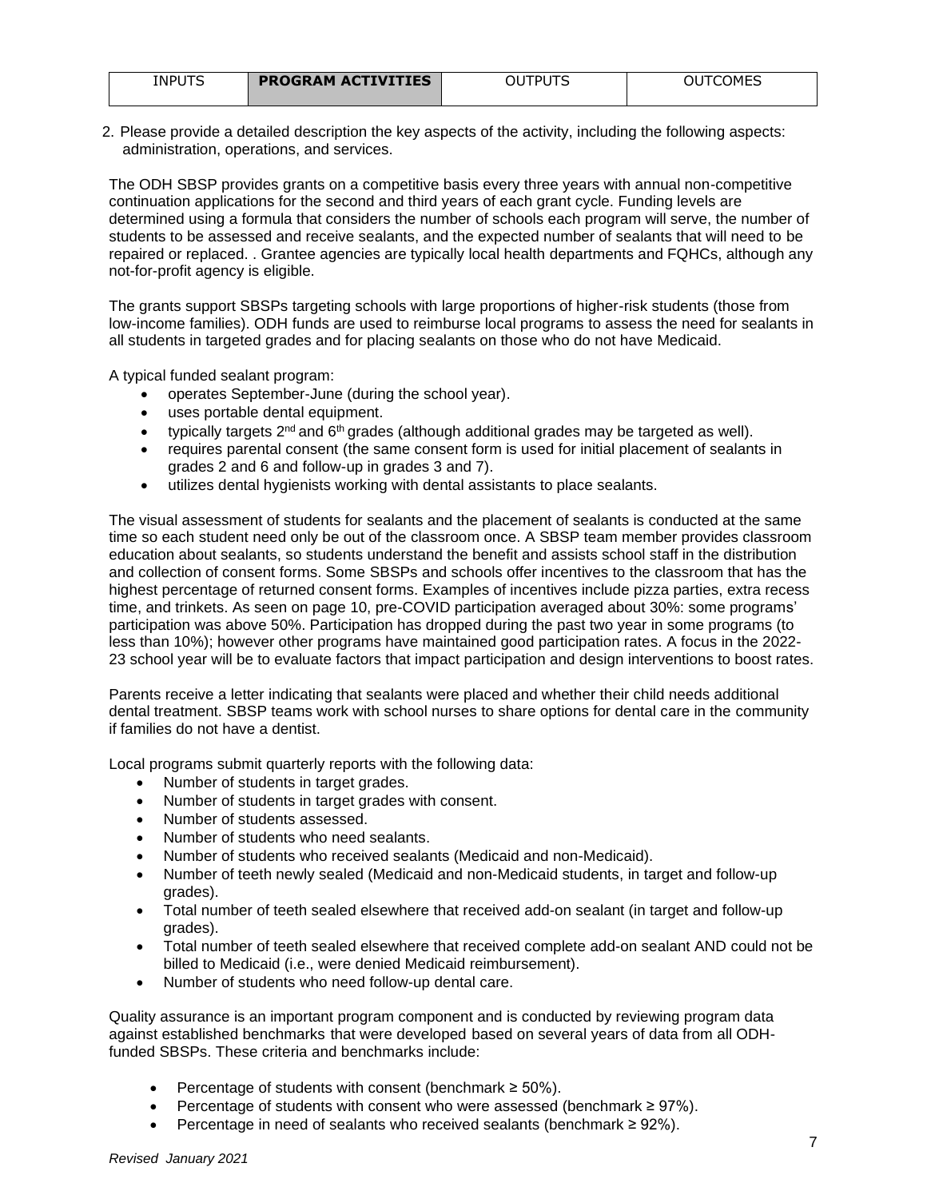| INPUTS | **PROGRAM ACTIVITIES** | OUTPUTS | OUTCOMES |
|---|---|---|---|

2. Please provide a detailed description the key aspects of the activity, including the following aspects: administration, operations, and services.

The ODH SBSP provides grants on a competitive basis every three years with annual non-competitive continuation applications for the second and third years of each grant cycle. Funding levels are determined using a formula that considers the number of schools each program will serve, the number of students to be assessed and receive sealants, and the expected number of sealants that will need to be repaired or replaced. . Grantee agencies are typically local health departments and FQHCs, although any not-for-profit agency is eligible.

The grants support SBSPs targeting schools with large proportions of higher-risk students (those from low-income families). ODH funds are used to reimburse local programs to assess the need for sealants in all students in targeted grades and for placing sealants on those who do not have Medicaid.

A typical funded sealant program:

- operates September-June (during the school year).
- uses portable dental equipment.
- typically targets 2nd and 6th grades (although additional grades may be targeted as well).
- requires parental consent (the same consent form is used for initial placement of sealants in grades 2 and 6 and follow-up in grades 3 and 7).
- utilizes dental hygienists working with dental assistants to place sealants.

The visual assessment of students for sealants and the placement of sealants is conducted at the same time so each student need only be out of the classroom once. A SBSP team member provides classroom education about sealants, so students understand the benefit and assists school staff in the distribution and collection of consent forms. Some SBSPs and schools offer incentives to the classroom that has the highest percentage of returned consent forms. Examples of incentives include pizza parties, extra recess time, and trinkets. As seen on page 10, pre-COVID participation averaged about 30%: some programs' participation was above 50%. Participation has dropped during the past two year in some programs (to less than 10%); however other programs have maintained good participation rates. A focus in the 2022-23 school year will be to evaluate factors that impact participation and design interventions to boost rates.

Parents receive a letter indicating that sealants were placed and whether their child needs additional dental treatment. SBSP teams work with school nurses to share options for dental care in the community if families do not have a dentist.

Local programs submit quarterly reports with the following data:

- Number of students in target grades.
- Number of students in target grades with consent.
- Number of students assessed.
- Number of students who need sealants.
- Number of students who received sealants (Medicaid and non-Medicaid).
- Number of teeth newly sealed (Medicaid and non-Medicaid students, in target and follow-up grades).
- Total number of teeth sealed elsewhere that received add-on sealant (in target and follow-up grades).
- Total number of teeth sealed elsewhere that received complete add-on sealant AND could not be billed to Medicaid (i.e., were denied Medicaid reimbursement).
- Number of students who need follow-up dental care.

Quality assurance is an important program component and is conducted by reviewing program data against established benchmarks that were developed based on several years of data from all ODH-funded SBSPs. These criteria and benchmarks include:

- Percentage of students with consent (benchmark ≥ 50%).
- Percentage of students with consent who were assessed (benchmark ≥ 97%).
- Percentage in need of sealants who received sealants (benchmark ≥ 92%).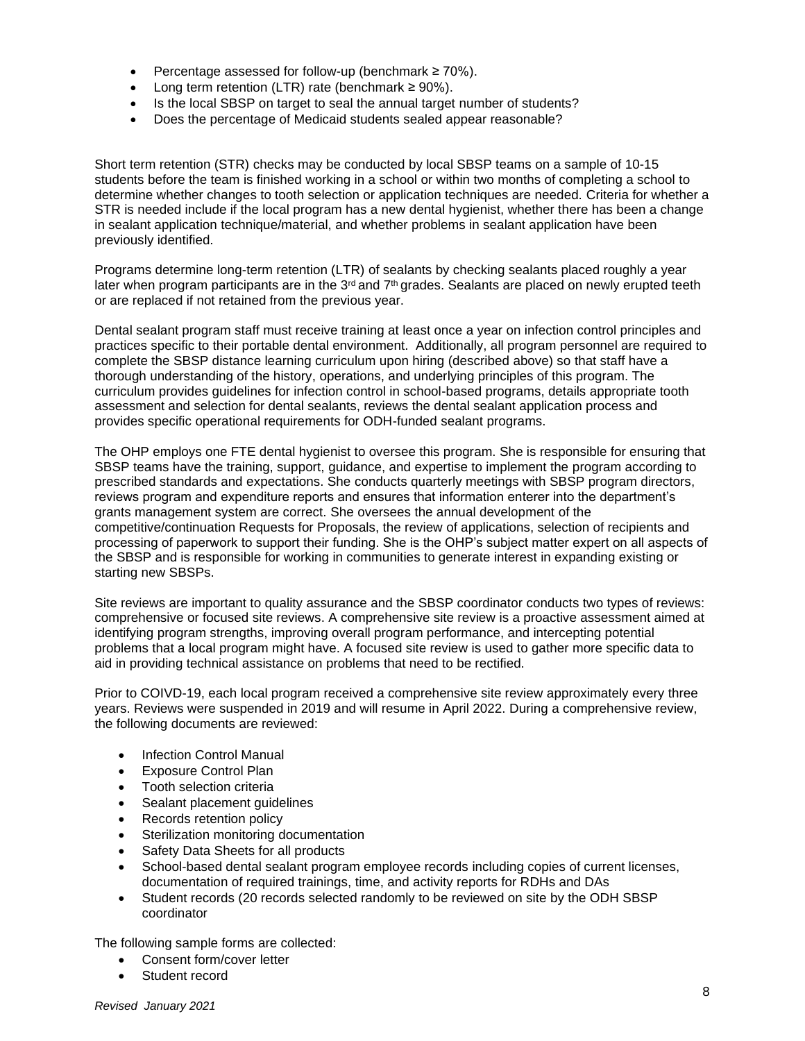- Percentage assessed for follow-up (benchmark ≥ 70%).
- Long term retention (LTR) rate (benchmark ≥ 90%).
- Is the local SBSP on target to seal the annual target number of students?
- Does the percentage of Medicaid students sealed appear reasonable?

Short term retention (STR) checks may be conducted by local SBSP teams on a sample of 10-15 students before the team is finished working in a school or within two months of completing a school to determine whether changes to tooth selection or application techniques are needed. Criteria for whether a STR is needed include if the local program has a new dental hygienist, whether there has been a change in sealant application technique/material, and whether problems in sealant application have been previously identified.

Programs determine long-term retention (LTR) of sealants by checking sealants placed roughly a year later when program participants are in the 3rd and 7th grades. Sealants are placed on newly erupted teeth or are replaced if not retained from the previous year.

Dental sealant program staff must receive training at least once a year on infection control principles and practices specific to their portable dental environment. Additionally, all program personnel are required to complete the SBSP distance learning curriculum upon hiring (described above) so that staff have a thorough understanding of the history, operations, and underlying principles of this program. The curriculum provides guidelines for infection control in school-based programs, details appropriate tooth assessment and selection for dental sealants, reviews the dental sealant application process and provides specific operational requirements for ODH-funded sealant programs.

The OHP employs one FTE dental hygienist to oversee this program. She is responsible for ensuring that SBSP teams have the training, support, guidance, and expertise to implement the program according to prescribed standards and expectations. She conducts quarterly meetings with SBSP program directors, reviews program and expenditure reports and ensures that information enterer into the department's grants management system are correct. She oversees the annual development of the competitive/continuation Requests for Proposals, the review of applications, selection of recipients and processing of paperwork to support their funding. She is the OHP's subject matter expert on all aspects of the SBSP and is responsible for working in communities to generate interest in expanding existing or starting new SBSPs.

Site reviews are important to quality assurance and the SBSP coordinator conducts two types of reviews: comprehensive or focused site reviews. A comprehensive site review is a proactive assessment aimed at identifying program strengths, improving overall program performance, and intercepting potential problems that a local program might have. A focused site review is used to gather more specific data to aid in providing technical assistance on problems that need to be rectified.

Prior to COIVD-19, each local program received a comprehensive site review approximately every three years. Reviews were suspended in 2019 and will resume in April 2022. During a comprehensive review, the following documents are reviewed:

- Infection Control Manual
- Exposure Control Plan
- Tooth selection criteria
- Sealant placement guidelines
- Records retention policy
- Sterilization monitoring documentation
- Safety Data Sheets for all products
- School-based dental sealant program employee records including copies of current licenses, documentation of required trainings, time, and activity reports for RDHs and DAs
- Student records (20 records selected randomly to be reviewed on site by the ODH SBSP coordinator

The following sample forms are collected:

- Consent form/cover letter
- Student record

*Revised January 2021*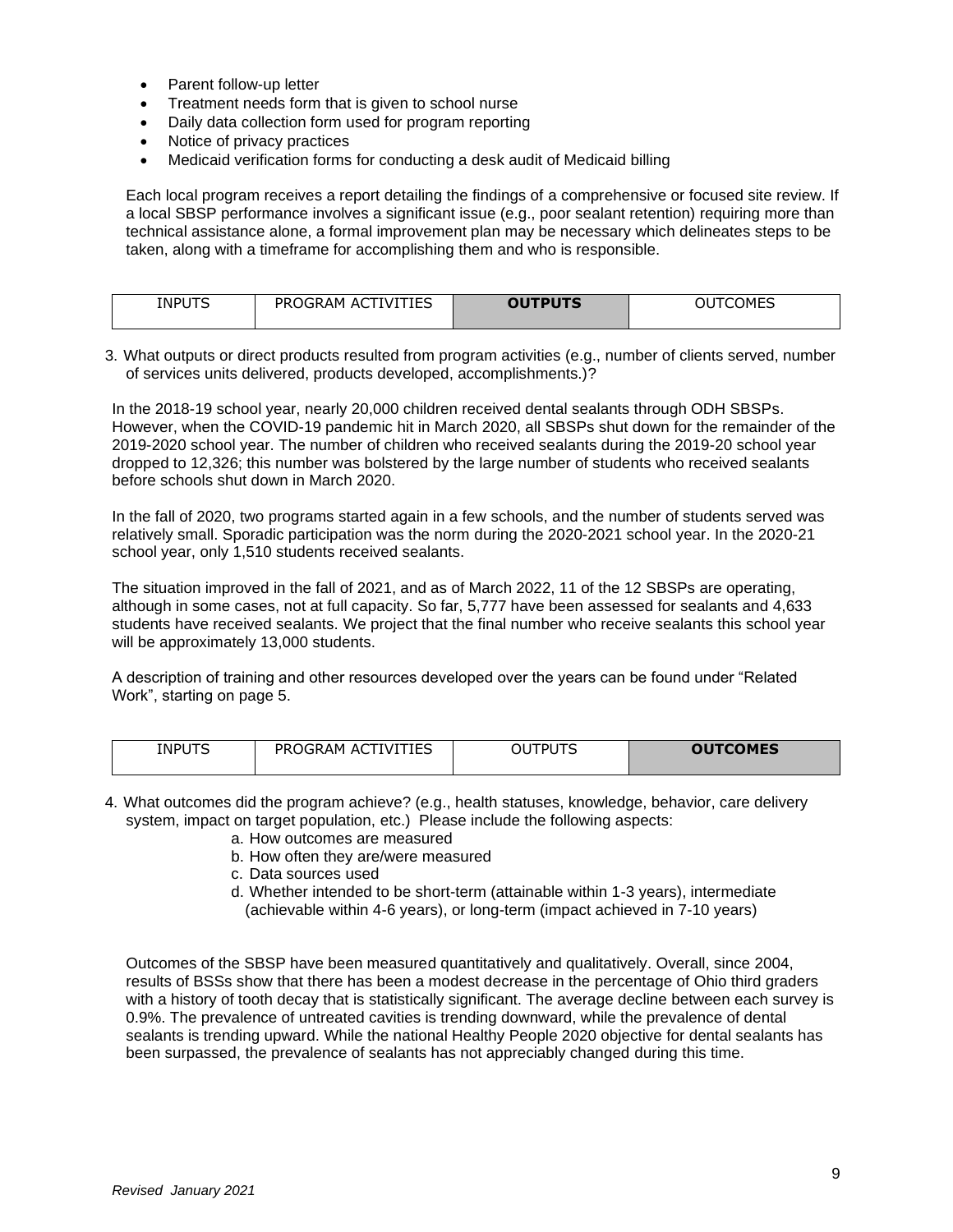- Parent follow-up letter
- Treatment needs form that is given to school nurse
- Daily data collection form used for program reporting
- Notice of privacy practices
- Medicaid verification forms for conducting a desk audit of Medicaid billing

Each local program receives a report detailing the findings of a comprehensive or focused site review. If a local SBSP performance involves a significant issue (e.g., poor sealant retention) requiring more than technical assistance alone, a formal improvement plan may be necessary which delineates steps to be taken, along with a timeframe for accomplishing them and who is responsible.

| INPUTS | PROGRAM ACTIVITIES | **OUTPUTS** | OUTCOMES |
|---|---|---|---|

3. What outputs or direct products resulted from program activities (e.g., number of clients served, number of services units delivered, products developed, accomplishments.)?

In the 2018-19 school year, nearly 20,000 children received dental sealants through ODH SBSPs. However, when the COVID-19 pandemic hit in March 2020, all SBSPs shut down for the remainder of the 2019-2020 school year. The number of children who received sealants during the 2019-20 school year dropped to 12,326; this number was bolstered by the large number of students who received sealants before schools shut down in March 2020.

In the fall of 2020, two programs started again in a few schools, and the number of students served was relatively small. Sporadic participation was the norm during the 2020-2021 school year. In the 2020-21 school year, only 1,510 students received sealants.

The situation improved in the fall of 2021, and as of March 2022, 11 of the 12 SBSPs are operating, although in some cases, not at full capacity. So far, 5,777 have been assessed for sealants and 4,633 students have received sealants. We project that the final number who receive sealants this school year will be approximately 13,000 students.

A description of training and other resources developed over the years can be found under "Related Work", starting on page 5.

| INPUTS | PROGRAM ACTIVITIES | OUTPUTS | **OUTCOMES** |
|---|---|---|---|

4. What outcomes did the program achieve? (e.g., health statuses, knowledge, behavior, care delivery system, impact on target population, etc.) Please include the following aspects:
   a. How outcomes are measured
   b. How often they are/were measured
   c. Data sources used
   d. Whether intended to be short-term (attainable within 1-3 years), intermediate (achievable within 4-6 years), or long-term (impact achieved in 7-10 years)

Outcomes of the SBSP have been measured quantitatively and qualitatively. Overall, since 2004, results of BSSs show that there has been a modest decrease in the percentage of Ohio third graders with a history of tooth decay that is statistically significant. The average decline between each survey is 0.9%. The prevalence of untreated cavities is trending downward, while the prevalence of dental sealants is trending upward. While the national Healthy People 2020 objective for dental sealants has been surpassed, the prevalence of sealants has not appreciably changed during this time.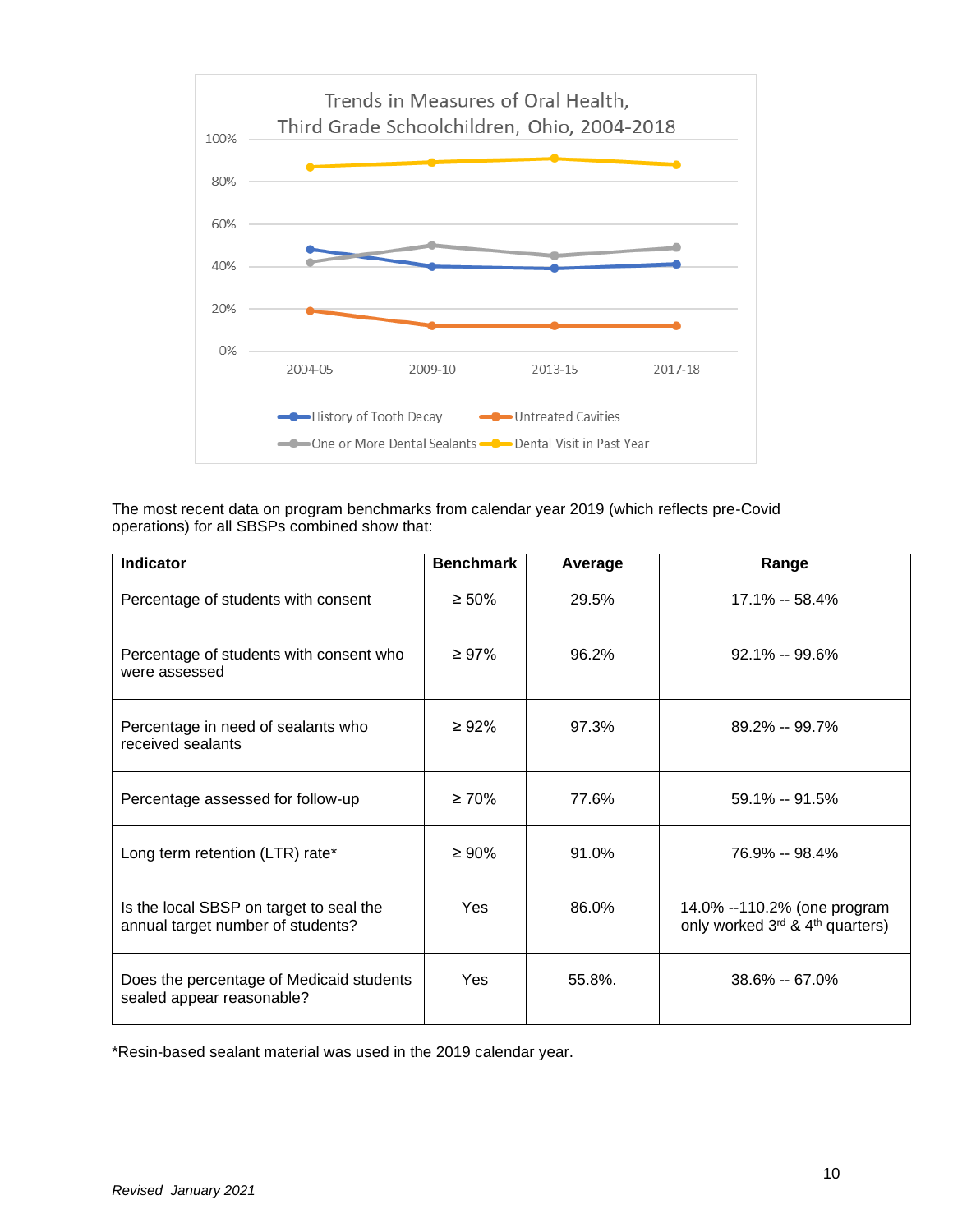Trends in Measures of Oral Health, Third Grade Schoolchildren, Ohio, 2004-2018

The most recent data on program benchmarks from calendar year 2019 (which reflects pre-Covid operations) for all SBSPs combined show that:

| Indicator | Benchmark | Average | Range |
|---|---|---|---|
| Percentage of students with consent | ≥ 50% | 29.5% | 17.1% -- 58.4% |
| Percentage of students with consent who were assessed | ≥ 97% | 96.2% | 92.1% -- 99.6% |
| Percentage in need of sealants who received sealants | ≥ 92% | 97.3% | 89.2% -- 99.7% |
| Percentage assessed for follow-up | ≥ 70% | 77.6% | 59.1% -- 91.5% |
| Long term retention (LTR) rate* | ≥ 90% | 91.0% | 76.9% -- 98.4% |
| Is the local SBSP on target to seal the annual target number of students? | Yes | 86.0% | 14.0% --110.2% (one program only worked 3rd & 4th quarters) |
| Does the percentage of Medicaid students sealed appear reasonable? | Yes | 55.8%. | 38.6% -- 67.0% |

*Resin-based sealant material was used in the 2019 calendar year.

*Revised January 2021*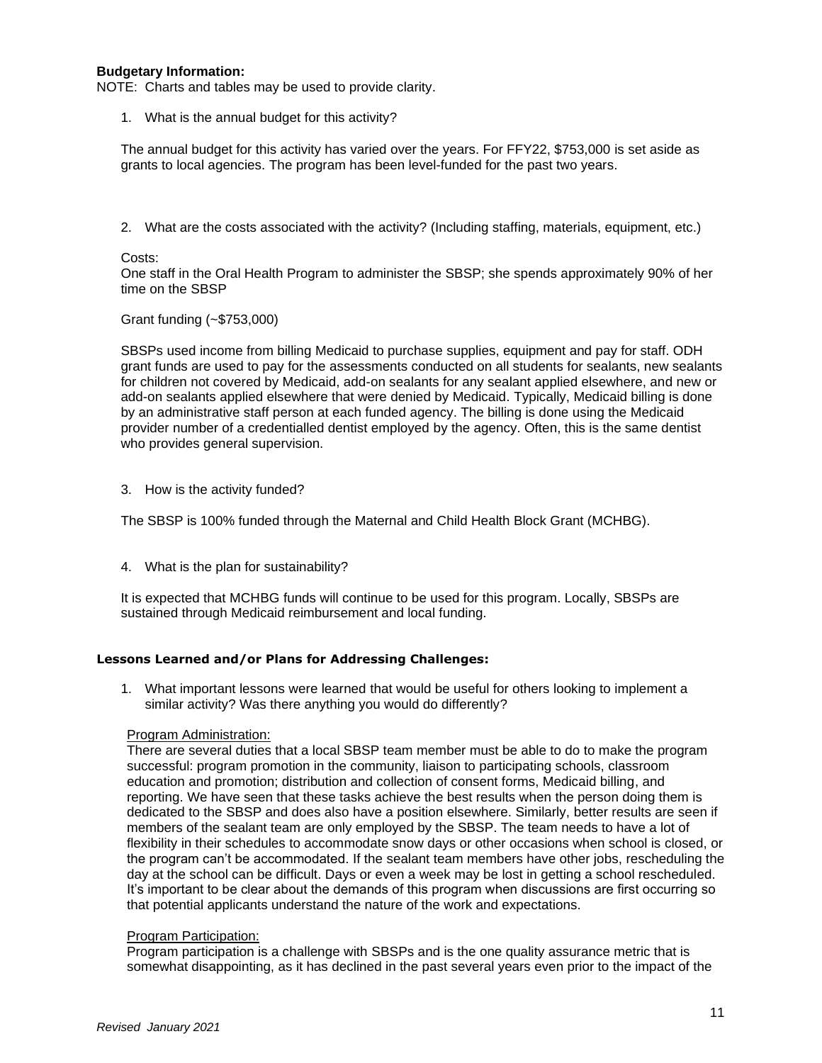**Budgetary Information:**

NOTE: Charts and tables may be used to provide clarity.

1. What is the annual budget for this activity?

The annual budget for this activity has varied over the years. For FFY22, $753,000 is set aside as grants to local agencies. The program has been level-funded for the past two years.

2. What are the costs associated with the activity? (Including staffing, materials, equipment, etc.)

Costs:
One staff in the Oral Health Program to administer the SBSP; she spends approximately 90% of her time on the SBSP

Grant funding (~$753,000)

SBSPs used income from billing Medicaid to purchase supplies, equipment and pay for staff. ODH grant funds are used to pay for the assessments conducted on all students for sealants, new sealants for children not covered by Medicaid, add-on sealants for any sealant applied elsewhere, and new or add-on sealants applied elsewhere that were denied by Medicaid. Typically, Medicaid billing is done by an administrative staff person at each funded agency. The billing is done using the Medicaid provider number of a credentialled dentist employed by the agency. Often, this is the same dentist who provides general supervision.

3. How is the activity funded?

The SBSP is 100% funded through the Maternal and Child Health Block Grant (MCHBG).

4. What is the plan for sustainability?

It is expected that MCHBG funds will continue to be used for this program. Locally, SBSPs are sustained through Medicaid reimbursement and local funding.

**Lessons Learned and/or Plans for Addressing Challenges:**

1. What important lessons were learned that would be useful for others looking to implement a similar activity? Was there anything you would do differently?

Program Administration:
There are several duties that a local SBSP team member must be able to do to make the program successful: program promotion in the community, liaison to participating schools, classroom education and promotion; distribution and collection of consent forms, Medicaid billing, and reporting. We have seen that these tasks achieve the best results when the person doing them is dedicated to the SBSP and does also have a position elsewhere. Similarly, better results are seen if members of the sealant team are only employed by the SBSP. The team needs to have a lot of flexibility in their schedules to accommodate snow days or other occasions when school is closed, or the program can't be accommodated. If the sealant team members have other jobs, rescheduling the day at the school can be difficult. Days or even a week may be lost in getting a school rescheduled. It's important to be clear about the demands of this program when discussions are first occurring so that potential applicants understand the nature of the work and expectations.

Program Participation:
Program participation is a challenge with SBSPs and is the one quality assurance metric that is somewhat disappointing, as it has declined in the past several years even prior to the impact of the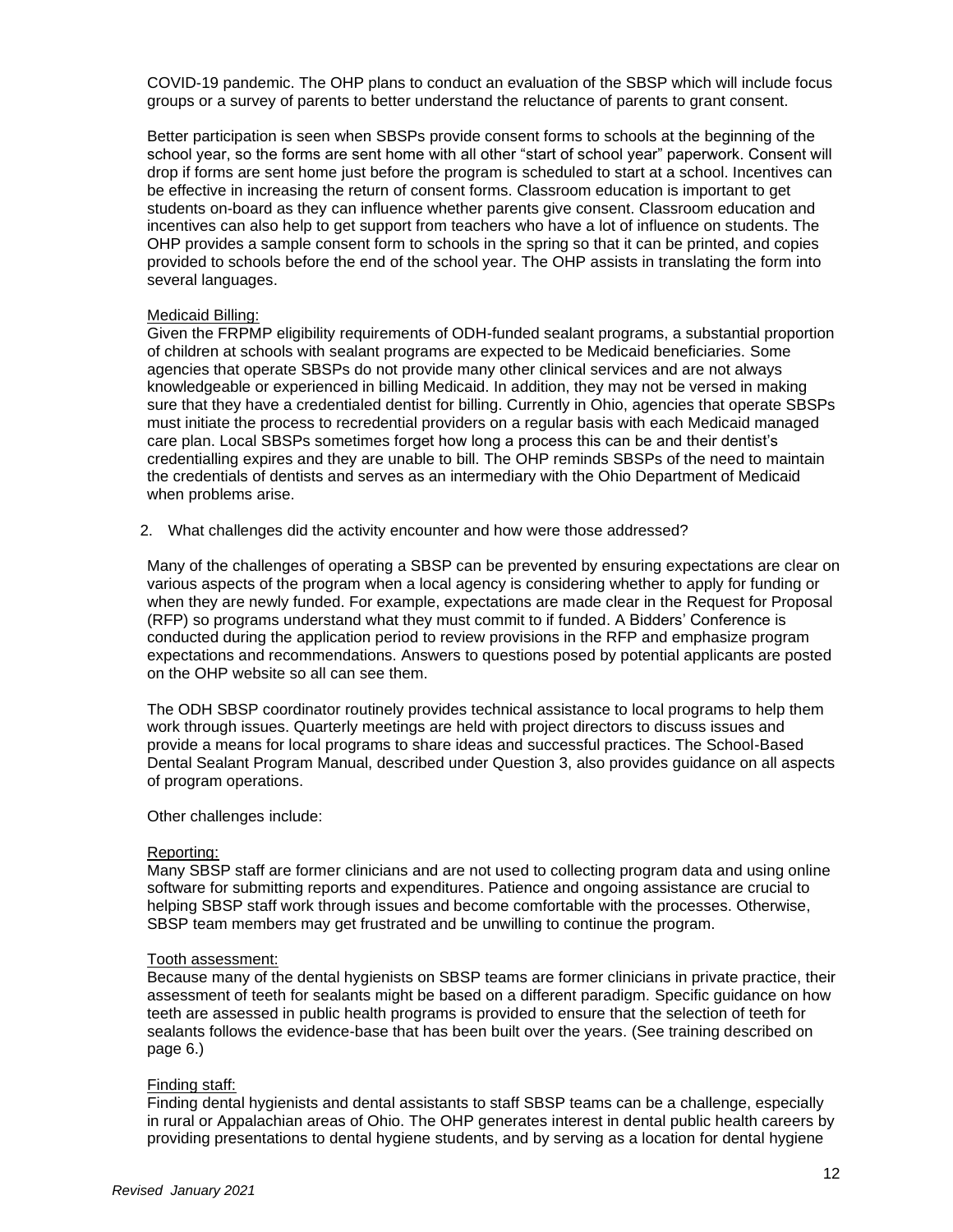COVID-19 pandemic. The OHP plans to conduct an evaluation of the SBSP which will include focus groups or a survey of parents to better understand the reluctance of parents to grant consent.

Better participation is seen when SBSPs provide consent forms to schools at the beginning of the school year, so the forms are sent home with all other "start of school year" paperwork. Consent will drop if forms are sent home just before the program is scheduled to start at a school. Incentives can be effective in increasing the return of consent forms. Classroom education is important to get students on-board as they can influence whether parents give consent. Classroom education and incentives can also help to get support from teachers who have a lot of influence on students. The OHP provides a sample consent form to schools in the spring so that it can be printed, and copies provided to schools before the end of the school year. The OHP assists in translating the form into several languages.

<u>Medicaid Billing:</u>
Given the FRPMP eligibility requirements of ODH-funded sealant programs, a substantial proportion of children at schools with sealant programs are expected to be Medicaid beneficiaries. Some agencies that operate SBSPs do not provide many other clinical services and are not always knowledgeable or experienced in billing Medicaid. In addition, they may not be versed in making sure that they have a credentialed dentist for billing. Currently in Ohio, agencies that operate SBSPs must initiate the process to recredential providers on a regular basis with each Medicaid managed care plan. Local SBSPs sometimes forget how long a process this can be and their dentist's credentialling expires and they are unable to bill. The OHP reminds SBSPs of the need to maintain the credentials of dentists and serves as an intermediary with the Ohio Department of Medicaid when problems arise.

2. What challenges did the activity encounter and how were those addressed?

Many of the challenges of operating a SBSP can be prevented by ensuring expectations are clear on various aspects of the program when a local agency is considering whether to apply for funding or when they are newly funded. For example, expectations are made clear in the Request for Proposal (RFP) so programs understand what they must commit to if funded. A Bidders' Conference is conducted during the application period to review provisions in the RFP and emphasize program expectations and recommendations. Answers to questions posed by potential applicants are posted on the OHP website so all can see them.

The ODH SBSP coordinator routinely provides technical assistance to local programs to help them work through issues. Quarterly meetings are held with project directors to discuss issues and provide a means for local programs to share ideas and successful practices. The School-Based Dental Sealant Program Manual, described under Question 3, also provides guidance on all aspects of program operations.

Other challenges include:

<u>Reporting:</u>
Many SBSP staff are former clinicians and are not used to collecting program data and using online software for submitting reports and expenditures. Patience and ongoing assistance are crucial to helping SBSP staff work through issues and become comfortable with the processes. Otherwise, SBSP team members may get frustrated and be unwilling to continue the program.

<u>Tooth assessment:</u>
Because many of the dental hygienists on SBSP teams are former clinicians in private practice, their assessment of teeth for sealants might be based on a different paradigm. Specific guidance on how teeth are assessed in public health programs is provided to ensure that the selection of teeth for sealants follows the evidence-base that has been built over the years. (See training described on page 6.)

<u>Finding staff:</u>
Finding dental hygienists and dental assistants to staff SBSP teams can be a challenge, especially in rural or Appalachian areas of Ohio. The OHP generates interest in dental public health careers by providing presentations to dental hygiene students, and by serving as a location for dental hygiene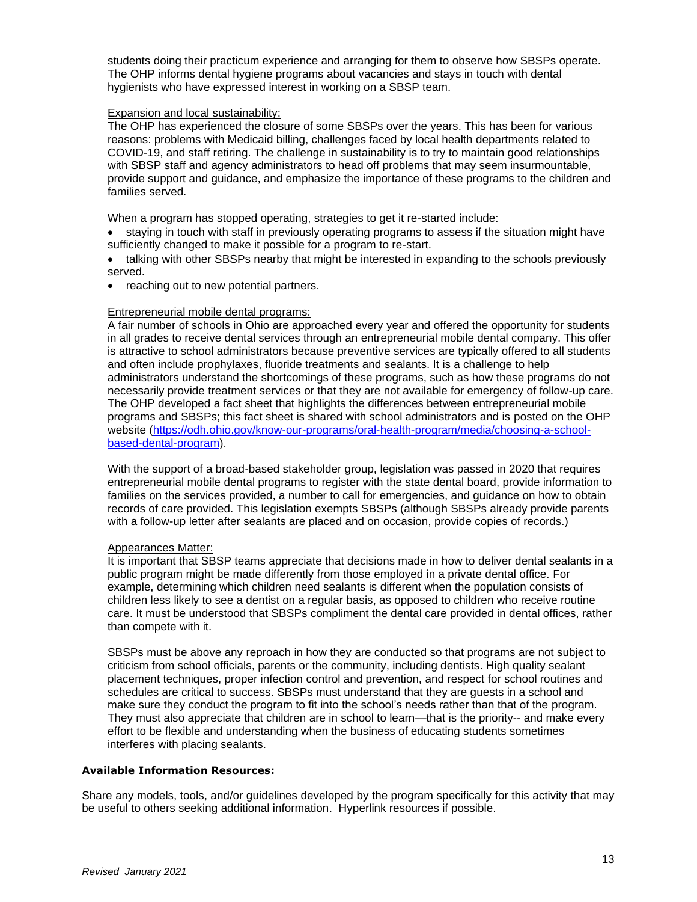students doing their practicum experience and arranging for them to observe how SBSPs operate. The OHP informs dental hygiene programs about vacancies and stays in touch with dental hygienists who have expressed interest in working on a SBSP team.

Expansion and local sustainability:

The OHP has experienced the closure of some SBSPs over the years. This has been for various reasons: problems with Medicaid billing, challenges faced by local health departments related to COVID-19, and staff retiring. The challenge in sustainability is to try to maintain good relationships with SBSP staff and agency administrators to head off problems that may seem insurmountable, provide support and guidance, and emphasize the importance of these programs to the children and families served.

When a program has stopped operating, strategies to get it re-started include:

- staying in touch with staff in previously operating programs to assess if the situation might have sufficiently changed to make it possible for a program to re-start.
- talking with other SBSPs nearby that might be interested in expanding to the schools previously served.
- reaching out to new potential partners.

Entrepreneurial mobile dental programs:

A fair number of schools in Ohio are approached every year and offered the opportunity for students in all grades to receive dental services through an entrepreneurial mobile dental company. This offer is attractive to school administrators because preventive services are typically offered to all students and often include prophylaxes, fluoride treatments and sealants. It is a challenge to help administrators understand the shortcomings of these programs, such as how these programs do not necessarily provide treatment services or that they are not available for emergency of follow-up care. The OHP developed a fact sheet that highlights the differences between entrepreneurial mobile programs and SBSPs; this fact sheet is shared with school administrators and is posted on the OHP website ([https://odh.ohio.gov/know-our-programs/oral-health-program/media/choosing-a-school-based-dental-program](https://odh.ohio.gov/know-our-programs/oral-health-program/media/choosing-a-school-based-dental-program)).

With the support of a broad-based stakeholder group, legislation was passed in 2020 that requires entrepreneurial mobile dental programs to register with the state dental board, provide information to families on the services provided, a number to call for emergencies, and guidance on how to obtain records of care provided. This legislation exempts SBSPs (although SBSPs already provide parents with a follow-up letter after sealants are placed and on occasion, provide copies of records.)

Appearances Matter:

It is important that SBSP teams appreciate that decisions made in how to deliver dental sealants in a public program might be made differently from those employed in a private dental office. For example, determining which children need sealants is different when the population consists of children less likely to see a dentist on a regular basis, as opposed to children who receive routine care. It must be understood that SBSPs compliment the dental care provided in dental offices, rather than compete with it.

SBSPs must be above any reproach in how they are conducted so that programs are not subject to criticism from school officials, parents or the community, including dentists. High quality sealant placement techniques, proper infection control and prevention, and respect for school routines and schedules are critical to success. SBSPs must understand that they are guests in a school and make sure they conduct the program to fit into the school's needs rather than that of the program. They must also appreciate that children are in school to learn—that is the priority-- and make every effort to be flexible and understanding when the business of educating students sometimes interferes with placing sealants.

**Available Information Resources:**

Share any models, tools, and/or guidelines developed by the program specifically for this activity that may be useful to others seeking additional information. Hyperlink resources if possible.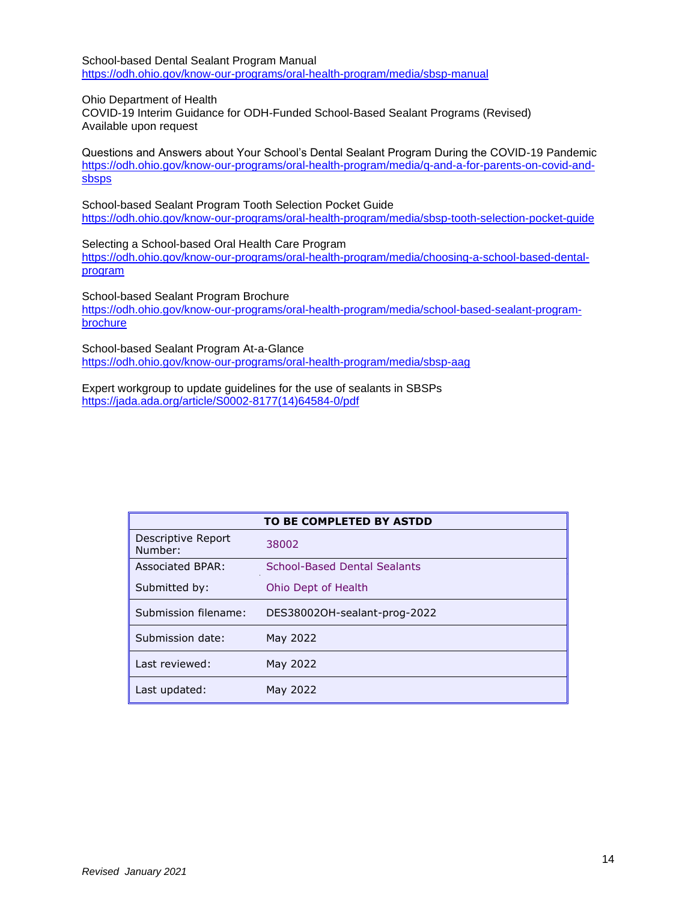School-based Dental Sealant Program Manual
https://odh.ohio.gov/know-our-programs/oral-health-program/media/sbsp-manual

Ohio Department of Health
COVID-19 Interim Guidance for ODH-Funded School-Based Sealant Programs (Revised)
Available upon request

Questions and Answers about Your School's Dental Sealant Program During the COVID-19 Pandemic
https://odh.ohio.gov/know-our-programs/oral-health-program/media/q-and-a-for-parents-on-covid-and-sbsps

School-based Sealant Program Tooth Selection Pocket Guide
https://odh.ohio.gov/know-our-programs/oral-health-program/media/sbsp-tooth-selection-pocket-guide

Selecting a School-based Oral Health Care Program
https://odh.ohio.gov/know-our-programs/oral-health-program/media/choosing-a-school-based-dental-program

School-based Sealant Program Brochure
https://odh.ohio.gov/know-our-programs/oral-health-program/media/school-based-sealant-program-brochure

School-based Sealant Program At-a-Glance
https://odh.ohio.gov/know-our-programs/oral-health-program/media/sbsp-aag

Expert workgroup to update guidelines for the use of sealants in SBSPs
https://jada.ada.org/article/S0002-8177(14)64584-0/pdf

| TO BE COMPLETED BY ASTDD | |
|---|---|
| Descriptive Report Number: | 38002 |
| Associated BPAR: | School-Based Dental Sealants |
| Submitted by: | Ohio Dept of Health |
| Submission filename: | DES38002OH-sealant-prog-2022 |
| Submission date: | May 2022 |
| Last reviewed: | May 2022 |
| Last updated: | May 2022 |

*Revised January 2021*